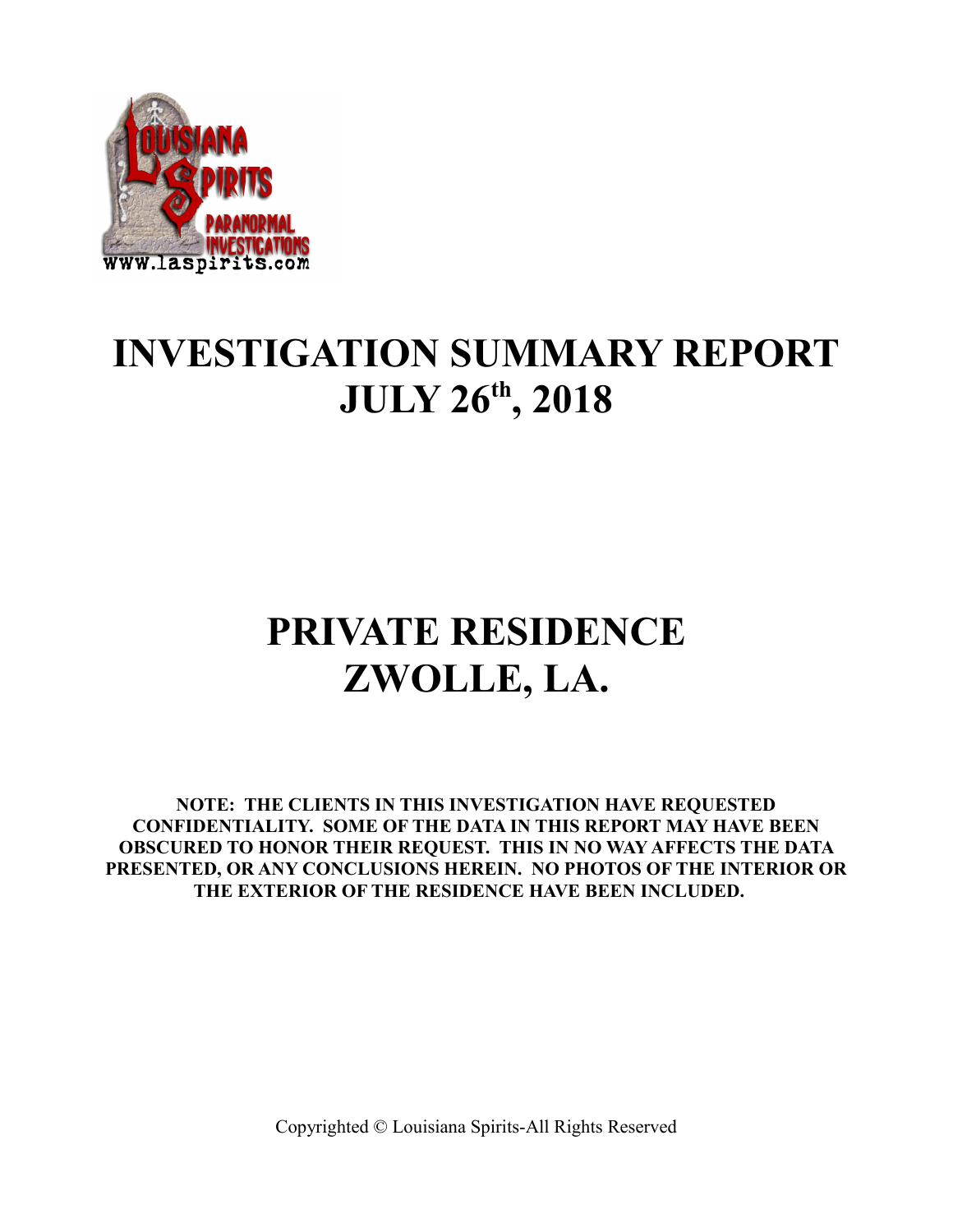# INVESTIGATION SUMMARY REPORT
# JULY 26th, 2018

# PRIVATE RESIDENCE
# ZWOLLE, LA.

**NOTE: THE CLIENTS IN THIS INVESTIGATION HAVE REQUESTED CONFIDENTIALITY. SOME OF THE DATA IN THIS REPORT MAY HAVE BEEN OBSCURED TO HONOR THEIR REQUEST. THIS IN NO WAY AFFECTS THE DATA PRESENTED, OR ANY CONCLUSIONS HEREIN. NO PHOTOS OF THE INTERIOR OR THE EXTERIOR OF THE RESIDENCE HAVE BEEN INCLUDED.**

Copyrighted © Louisiana Spirits-All Rights Reserved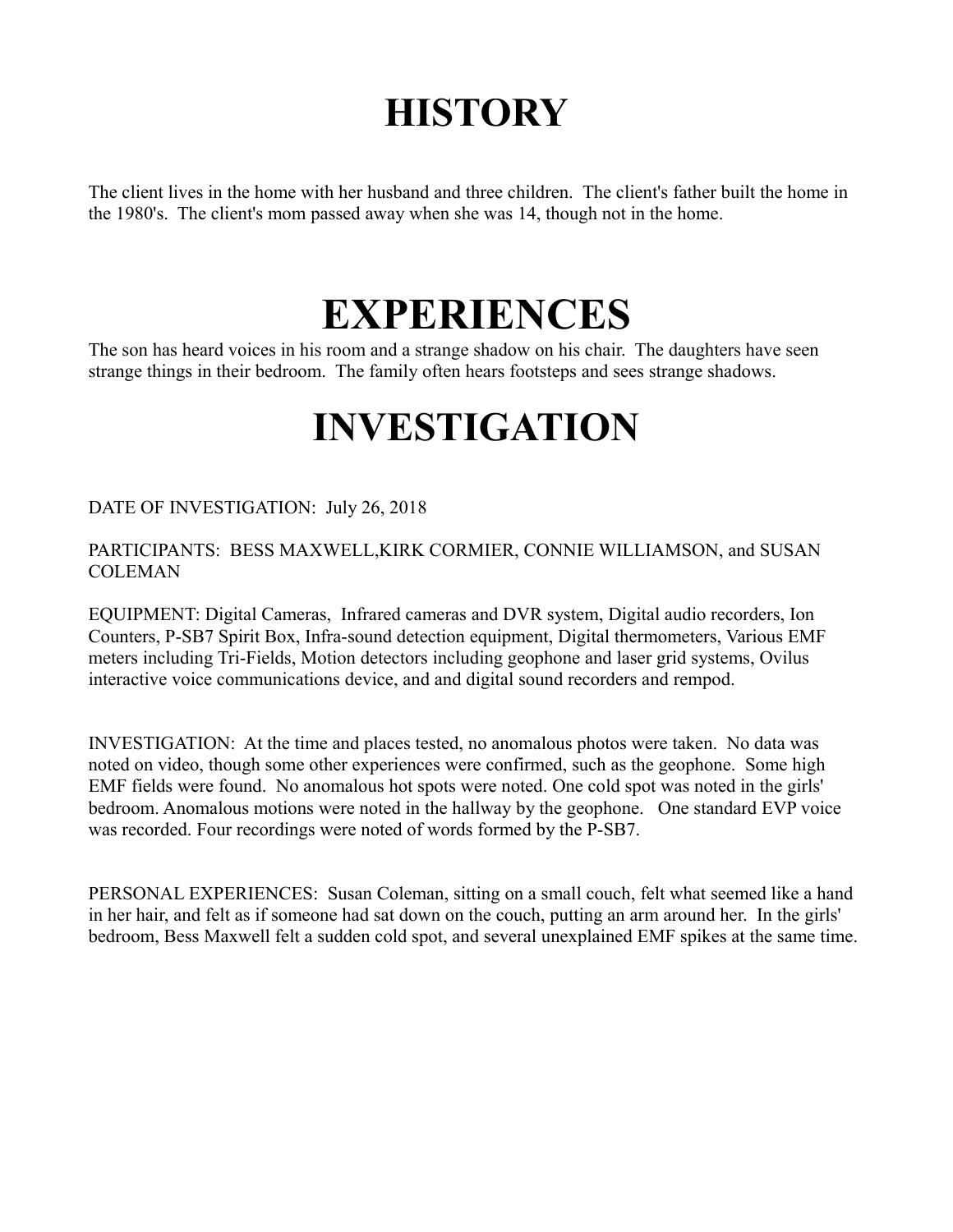# HISTORY

The client lives in the home with her husband and three children. The client's father built the home in the 1980's. The client's mom passed away when she was 14, though not in the home.

# EXPERIENCES

The son has heard voices in his room and a strange shadow on his chair. The daughters have seen strange things in their bedroom. The family often hears footsteps and sees strange shadows.

# INVESTIGATION

DATE OF INVESTIGATION: July 26, 2018

PARTICIPANTS: BESS MAXWELL,KIRK CORMIER, CONNIE WILLIAMSON, and SUSAN COLEMAN

EQUIPMENT: Digital Cameras, Infrared cameras and DVR system, Digital audio recorders, Ion Counters, P-SB7 Spirit Box, Infra-sound detection equipment, Digital thermometers, Various EMF meters including Tri-Fields, Motion detectors including geophone and laser grid systems, Ovilus interactive voice communications device, and and digital sound recorders and rempod.

INVESTIGATION: At the time and places tested, no anomalous photos were taken. No data was noted on video, though some other experiences were confirmed, such as the geophone. Some high EMF fields were found. No anomalous hot spots were noted. One cold spot was noted in the girls' bedroom. Anomalous motions were noted in the hallway by the geophone. One standard EVP voice was recorded. Four recordings were noted of words formed by the P-SB7.

PERSONAL EXPERIENCES: Susan Coleman, sitting on a small couch, felt what seemed like a hand in her hair, and felt as if someone had sat down on the couch, putting an arm around her. In the girls' bedroom, Bess Maxwell felt a sudden cold spot, and several unexplained EMF spikes at the same time.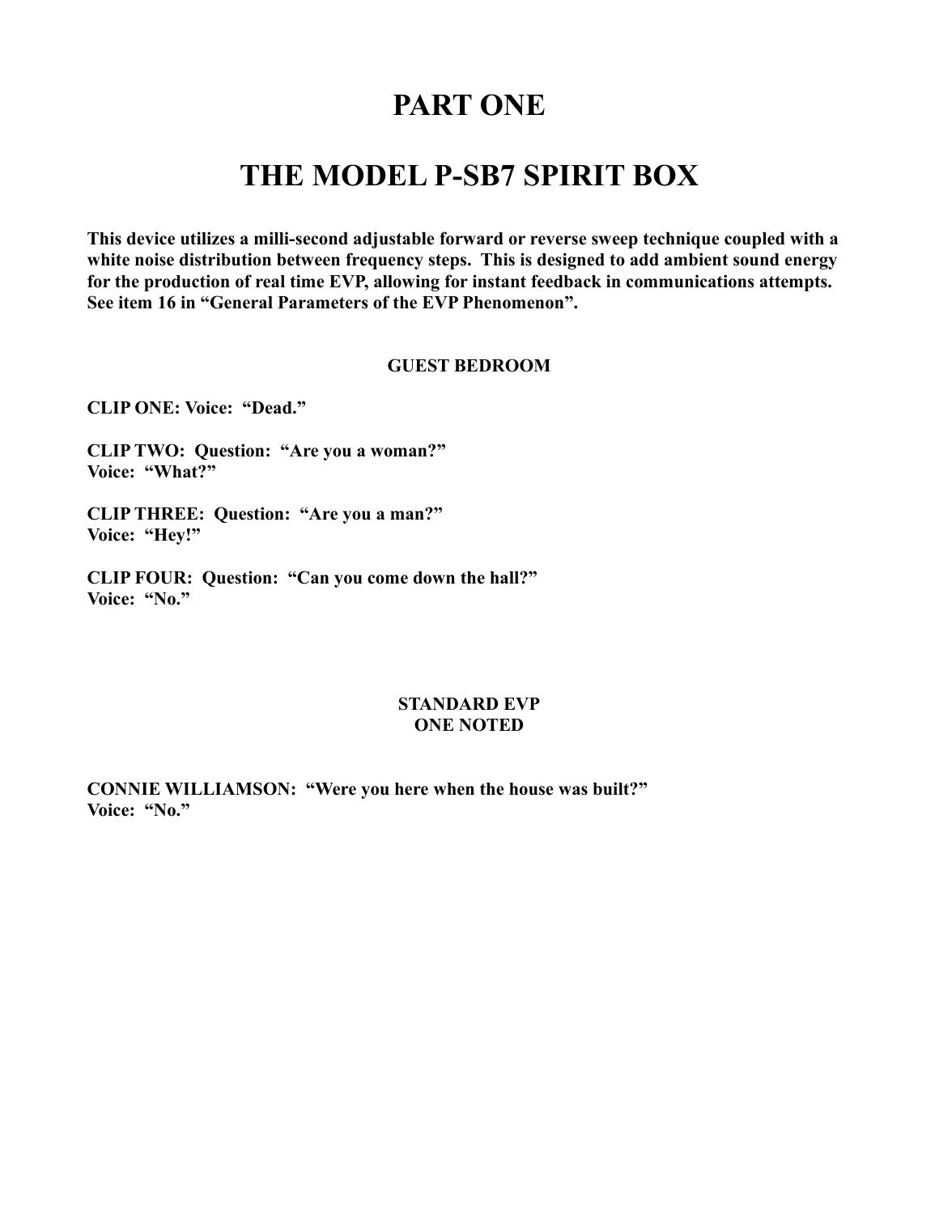# PART ONE

# THE MODEL P-SB7 SPIRIT BOX

**This device utilizes a milli-second adjustable forward or reverse sweep technique coupled with a white noise distribution between frequency steps. This is designed to add ambient sound energy for the production of real time EVP, allowing for instant feedback in communications attempts. See item 16 in "General Parameters of the EVP Phenomenon".**

### GUEST BEDROOM

**CLIP ONE: Voice: "Dead."**

**CLIP TWO: Question: "Are you a woman?"**
**Voice: "What?"**

**CLIP THREE: Question: "Are you a man?"**
**Voice: "Hey!"**

**CLIP FOUR: Question: "Can you come down the hall?"**
**Voice: "No."**

### STANDARD EVP
### ONE NOTED

**CONNIE WILLIAMSON: "Were you here when the house was built?"**
**Voice: "No."**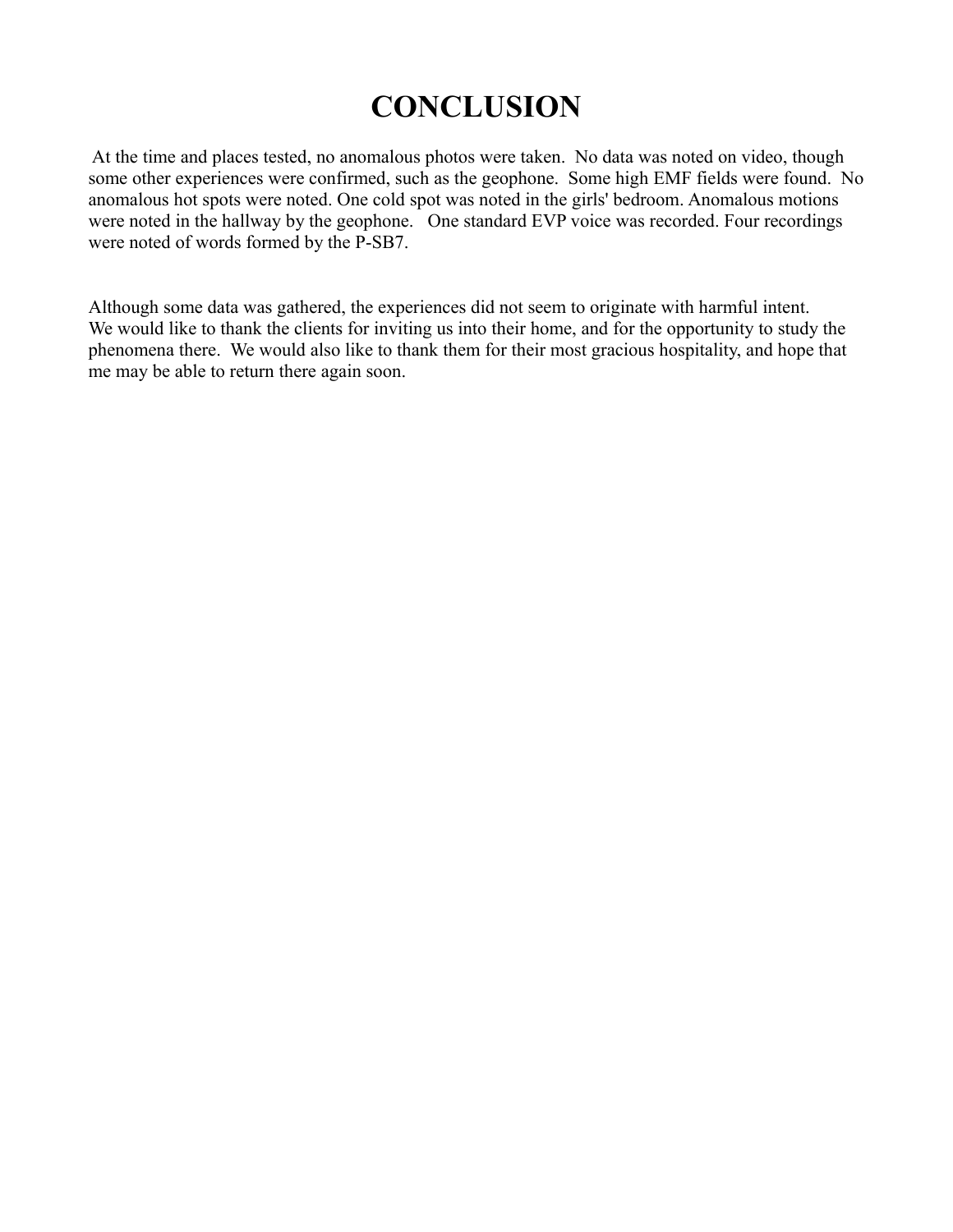# CONCLUSION

At the time and places tested, no anomalous photos were taken.  No data was noted on video, though some other experiences were confirmed, such as the geophone.  Some high EMF fields were found.  No anomalous hot spots were noted. One cold spot was noted in the girls' bedroom. Anomalous motions were noted in the hallway by the geophone.   One standard EVP voice was recorded. Four recordings were noted of words formed by the P-SB7.

Although some data was gathered, the experiences did not seem to originate with harmful intent.
We would like to thank the clients for inviting us into their home, and for the opportunity to study the phenomena there.  We would also like to thank them for their most gracious hospitality, and hope that me may be able to return there again soon.